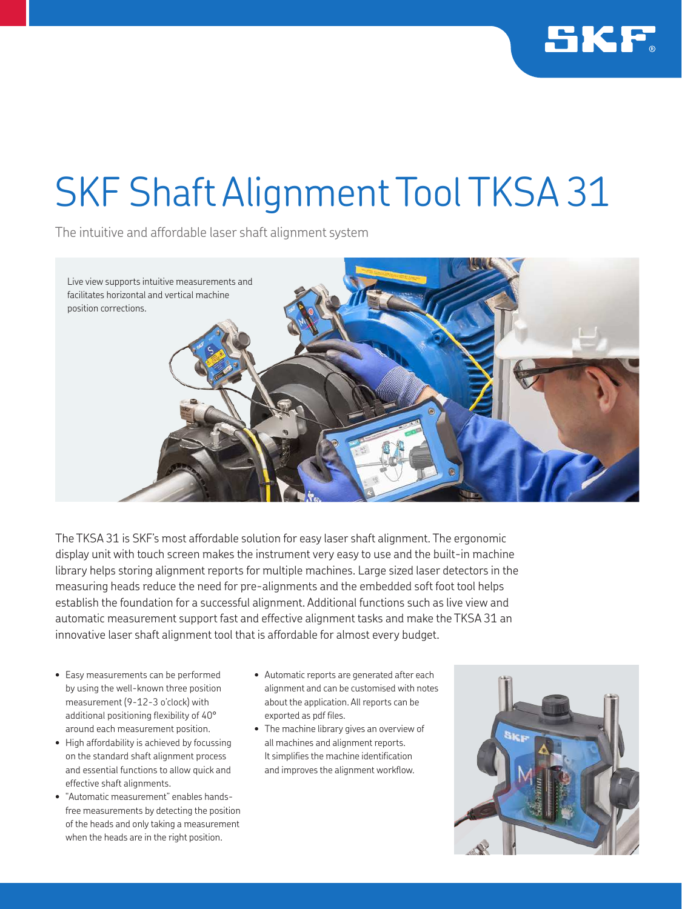# SKF Shaft Alignment Tool TKSA 31

The intuitive and affordable laser shaft alignment system

Live view supports intuitive measurements and facilitates horizontal and vertical machine position corrections.

The TKSA 31 is SKF's most affordable solution for easy laser shaft alignment. The ergonomic display unit with touch screen makes the instrument very easy to use and the built-in machine library helps storing alignment reports for multiple machines. Large sized laser detectors in the measuring heads reduce the need for pre-alignments and the embedded soft foot tool helps establish the foundation for a successful alignment. Additional functions such as live view and automatic measurement support fast and effective alignment tasks and make the TKSA 31 an innovative laser shaft alignment tool that is affordable for almost every budget.

- Easy measurements can be performed by using the well-known three position measurement (9-12-3 o'clock) with additional positioning flexibility of 40° around each measurement position.
- High affordability is achieved by focussing on the standard shaft alignment process and essential functions to allow quick and effective shaft alignments.
- "Automatic measurement" enables hands-free measurements by detecting the position of the heads and only taking a measurement when the heads are in the right position.
- Automatic reports are generated after each alignment and can be customised with notes about the application. All reports can be exported as pdf files.
- The machine library gives an overview of all machines and alignment reports. It simplifies the machine identification and improves the alignment workflow.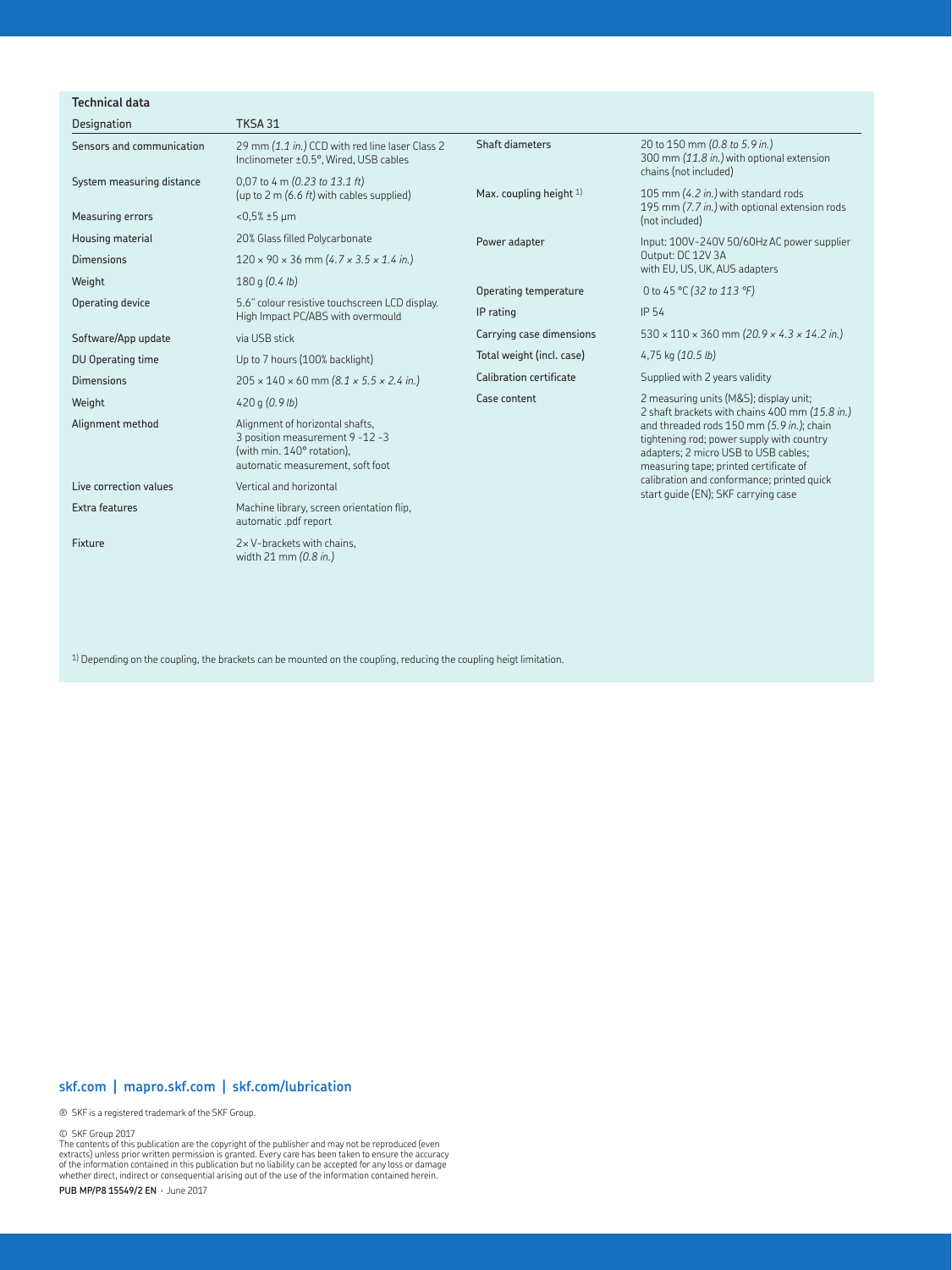## Technical data

| Designation | TKSA 31 | | |
|---|---|---|---|
| Sensors and communication | 29 mm (*1.1 in.*) CCD with red line laser Class 2 Inclinometer ±0.5°, Wired, USB cables | Shaft diameters | 20 to 150 mm (*0.8 to 5.9 in.*) 300 mm (*11.8 in.*) with optional extension chains (not included) |
| System measuring distance | 0,07 to 4 m (*0.23 to 13.1 ft*) (up to 2 m (*6.6 ft*) with cables supplied) | Max. coupling height [1] | 105 mm (*4.2 in.*) with standard rods 195 mm (*7.7 in.*) with optional extension rods (not included) |
| Measuring errors | <0,5% ±5 µm | | |
| Housing material | 20% Glass filled Polycarbonate | Power adapter | Input: 100V-240V 50/60Hz AC power supplier Output: DC 12V 3A with EU, US, UK, AUS adapters |
| Dimensions | 120 × 90 × 36 mm (*4.7 × 3.5 × 1.4 in.*) | | |
| Weight | 180 g (*0.4 lb*) | Operating temperature | 0 to 45 °C (*32 to 113 °F*) |
| Operating device | 5.6" colour resistive touchscreen LCD display. High Impact PC/ABS with overmould | IP rating | IP 54 |
| Software/App update | via USB stick | Carrying case dimensions | 530 × 110 × 360 mm (*20.9 × 4.3 × 14.2 in.*) |
| DU Operating time | Up to 7 hours (100% backlight) | Total weight (incl. case) | 4,75 kg (*10.5 lb*) |
| Dimensions | 205 × 140 × 60 mm (*8.1 × 5.5 × 2.4 in.*) | Calibration certificate | Supplied with 2 years validity |
| Weight | 420 g (*0.9 lb*) | Case content | 2 measuring units (M&S); display unit; 2 shaft brackets with chains 400 mm (*15.8 in.*) and threaded rods 150 mm (*5.9 in.*); chain tightening rod; power supply with country adapters; 2 micro USB to USB cables; measuring tape; printed certificate of calibration and conformance; printed quick start guide (EN); SKF carrying case |
| Alignment method | Alignment of horizontal shafts, 3 position measurement 9 -12 -3 (with min. 140° rotation), automatic measurement, soft foot | | |
| Live correction values | Vertical and horizontal | | |
| Extra features | Machine library, screen orientation flip, automatic .pdf report | | |
| Fixture | 2× V-brackets with chains, width 21 mm (*0.8 in.*) | | |

[1] Depending on the coupling, the brackets can be mounted on the coupling, reducing the coupling heigt limitation.

**skf.com | mapro.skf.com | skf.com/lubrication**

® SKF is a registered trademark of the SKF Group.

© SKF Group 2017
The contents of this publication are the copyright of the publisher and may not be reproduced (even extracts) unless prior written permission is granted. Every care has been taken to ensure the accuracy of the information contained in this publication but no liability can be accepted for any loss or damage whether direct, indirect or consequential arising out of the use of the information contained herein.

**PUB MP/P8 15549/2 EN** · June 2017